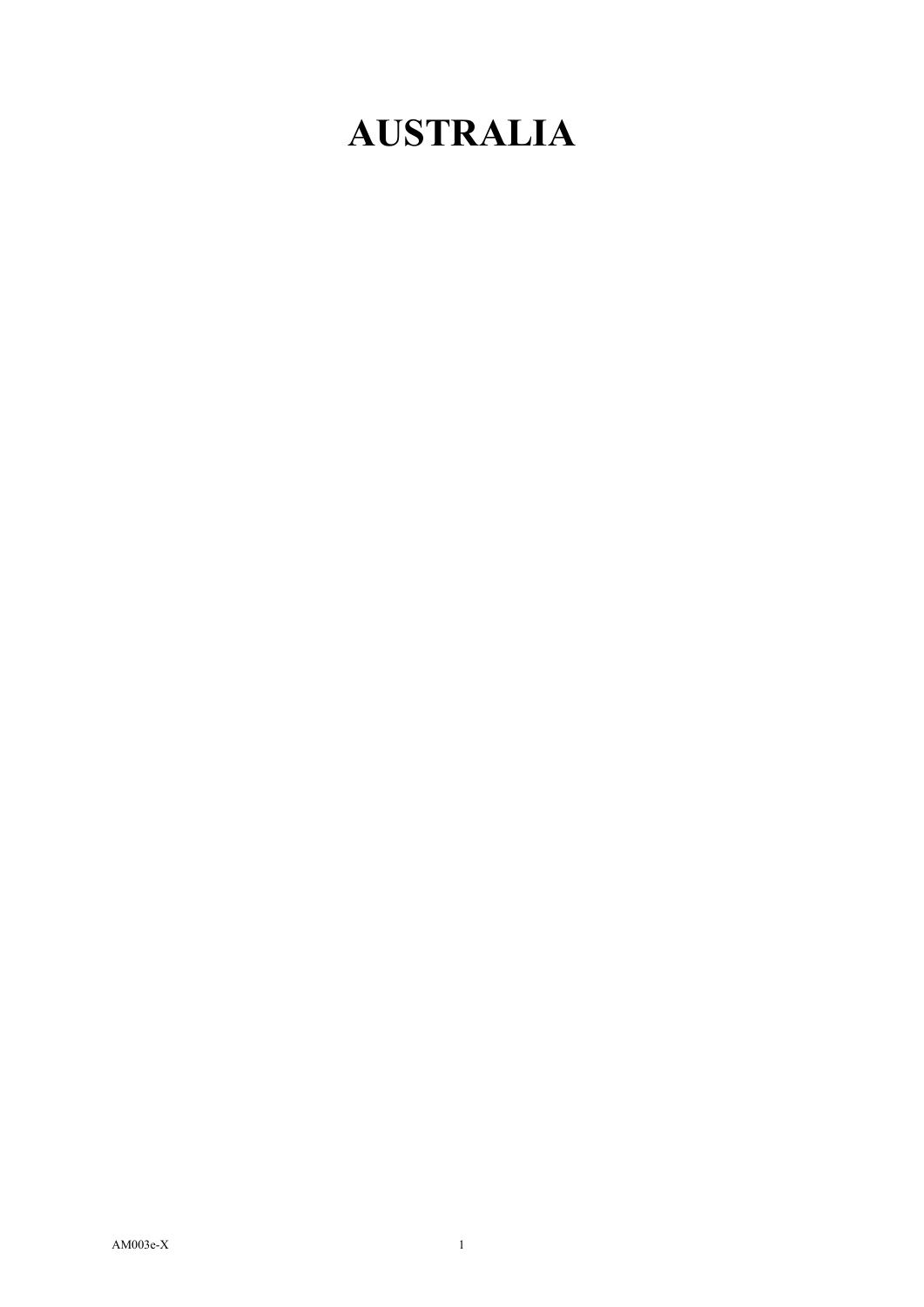# AUSTRALIA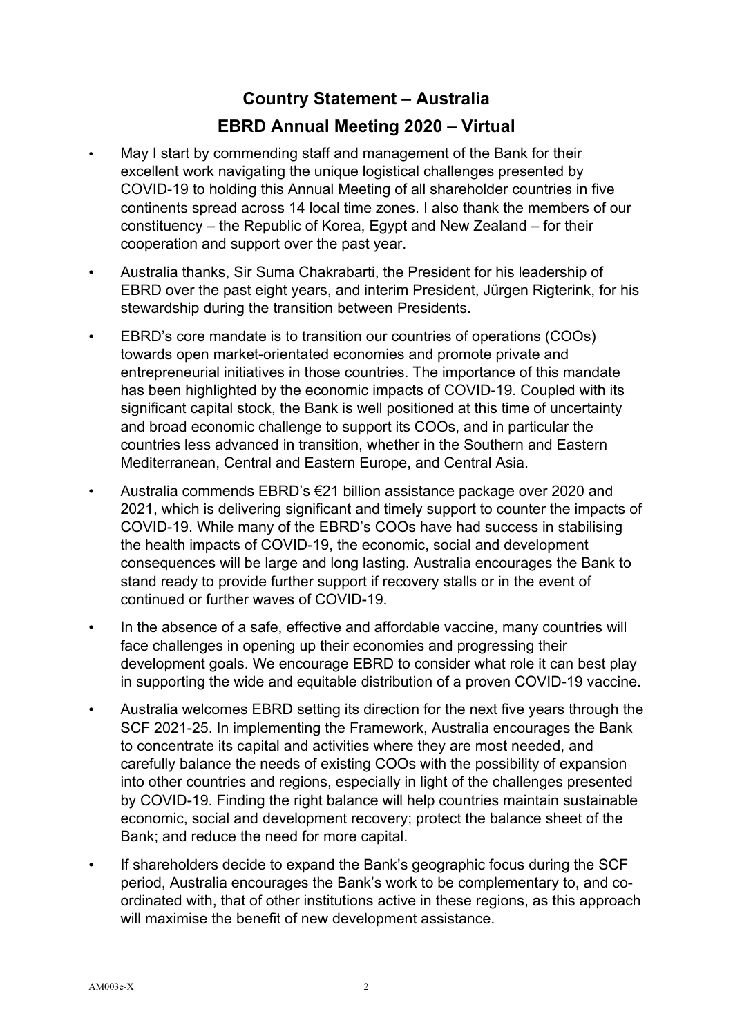# Country Statement – Australia

## EBRD Annual Meeting 2020 – Virtual

- May I start by commending staff and management of the Bank for their excellent work navigating the unique logistical challenges presented by COVID-19 to holding this Annual Meeting of all shareholder countries in five continents spread across 14 local time zones. I also thank the members of our constituency – the Republic of Korea, Egypt and New Zealand – for their cooperation and support over the past year.
- Australia thanks, Sir Suma Chakrabarti, the President for his leadership of EBRD over the past eight years, and interim President, Jürgen Rigterink, for his stewardship during the transition between Presidents.
- EBRD's core mandate is to transition our countries of operations (COOs) towards open market-orientated economies and promote private and entrepreneurial initiatives in those countries. The importance of this mandate has been highlighted by the economic impacts of COVID-19. Coupled with its significant capital stock, the Bank is well positioned at this time of uncertainty and broad economic challenge to support its COOs, and in particular the countries less advanced in transition, whether in the Southern and Eastern Mediterranean, Central and Eastern Europe, and Central Asia.
- Australia commends EBRD's €21 billion assistance package over 2020 and 2021, which is delivering significant and timely support to counter the impacts of COVID-19. While many of the EBRD's COOs have had success in stabilising the health impacts of COVID-19, the economic, social and development consequences will be large and long lasting. Australia encourages the Bank to stand ready to provide further support if recovery stalls or in the event of continued or further waves of COVID-19.
- In the absence of a safe, effective and affordable vaccine, many countries will face challenges in opening up their economies and progressing their development goals. We encourage EBRD to consider what role it can best play in supporting the wide and equitable distribution of a proven COVID-19 vaccine.
- Australia welcomes EBRD setting its direction for the next five years through the SCF 2021-25. In implementing the Framework, Australia encourages the Bank to concentrate its capital and activities where they are most needed, and carefully balance the needs of existing COOs with the possibility of expansion into other countries and regions, especially in light of the challenges presented by COVID-19. Finding the right balance will help countries maintain sustainable economic, social and development recovery; protect the balance sheet of the Bank; and reduce the need for more capital.
- If shareholders decide to expand the Bank's geographic focus during the SCF period, Australia encourages the Bank's work to be complementary to, and co-ordinated with, that of other institutions active in these regions, as this approach will maximise the benefit of new development assistance.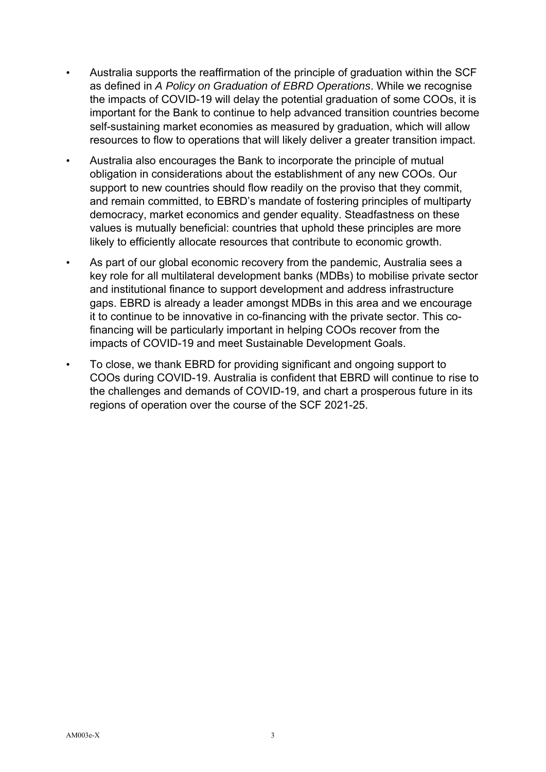- Australia supports the reaffirmation of the principle of graduation within the SCF as defined in *A Policy on Graduation of EBRD Operations*. While we recognise the impacts of COVID-19 will delay the potential graduation of some COOs, it is important for the Bank to continue to help advanced transition countries become self-sustaining market economies as measured by graduation, which will allow resources to flow to operations that will likely deliver a greater transition impact.

- Australia also encourages the Bank to incorporate the principle of mutual obligation in considerations about the establishment of any new COOs. Our support to new countries should flow readily on the proviso that they commit, and remain committed, to EBRD's mandate of fostering principles of multiparty democracy, market economics and gender equality. Steadfastness on these values is mutually beneficial: countries that uphold these principles are more likely to efficiently allocate resources that contribute to economic growth.

- As part of our global economic recovery from the pandemic, Australia sees a key role for all multilateral development banks (MDBs) to mobilise private sector and institutional finance to support development and address infrastructure gaps. EBRD is already a leader amongst MDBs in this area and we encourage it to continue to be innovative in co-financing with the private sector. This co-financing will be particularly important in helping COOs recover from the impacts of COVID-19 and meet Sustainable Development Goals.

- To close, we thank EBRD for providing significant and ongoing support to COOs during COVID-19. Australia is confident that EBRD will continue to rise to the challenges and demands of COVID-19, and chart a prosperous future in its regions of operation over the course of the SCF 2021-25.